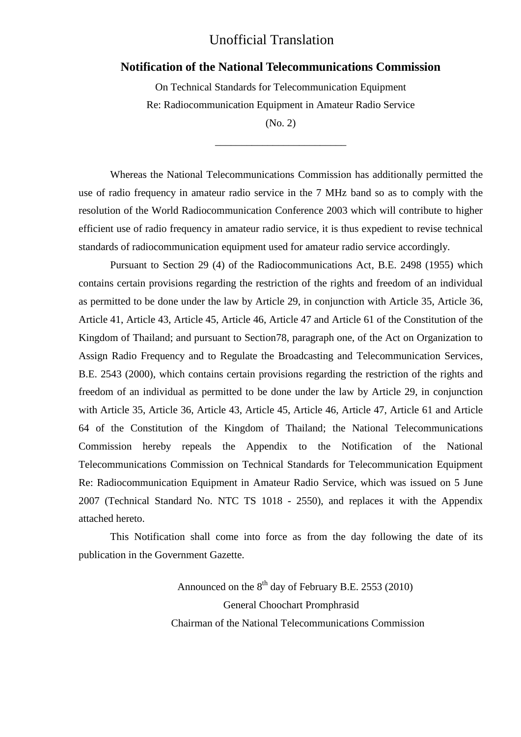Unofficial Translation

# Notification of the National Telecommunications Commission

On Technical Standards for Telecommunication Equipment

Re: Radiocommunication Equipment in Amateur Radio Service

(No. 2)

________________________

Whereas the National Telecommunications Commission has additionally permitted the use of radio frequency in amateur radio service in the 7 MHz band so as to comply with the resolution of the World Radiocommunication Conference 2003 which will contribute to higher efficient use of radio frequency in amateur radio service, it is thus expedient to revise technical standards of radiocommunication equipment used for amateur radio service accordingly.

Pursuant to Section 29 (4) of the Radiocommunications Act, B.E. 2498 (1955) which contains certain provisions regarding the restriction of the rights and freedom of an individual as permitted to be done under the law by Article 29, in conjunction with Article 35, Article 36, Article 41, Article 43, Article 45, Article 46, Article 47 and Article 61 of the Constitution of the Kingdom of Thailand; and pursuant to Section78, paragraph one, of the Act on Organization to Assign Radio Frequency and to Regulate the Broadcasting and Telecommunication Services, B.E. 2543 (2000), which contains certain provisions regarding the restriction of the rights and freedom of an individual as permitted to be done under the law by Article 29, in conjunction with Article 35, Article 36, Article 43, Article 45, Article 46, Article 47, Article 61 and Article 64 of the Constitution of the Kingdom of Thailand; the National Telecommunications Commission hereby repeals the Appendix to the Notification of the National Telecommunications Commission on Technical Standards for Telecommunication Equipment Re: Radiocommunication Equipment in Amateur Radio Service, which was issued on 5 June 2007 (Technical Standard No. NTC TS 1018 - 2550), and replaces it with the Appendix attached hereto.

This Notification shall come into force as from the day following the date of its publication in the Government Gazette.

Announced on the 8th day of February B.E. 2553 (2010)

General Choochart Promphrasid

Chairman of the National Telecommunications Commission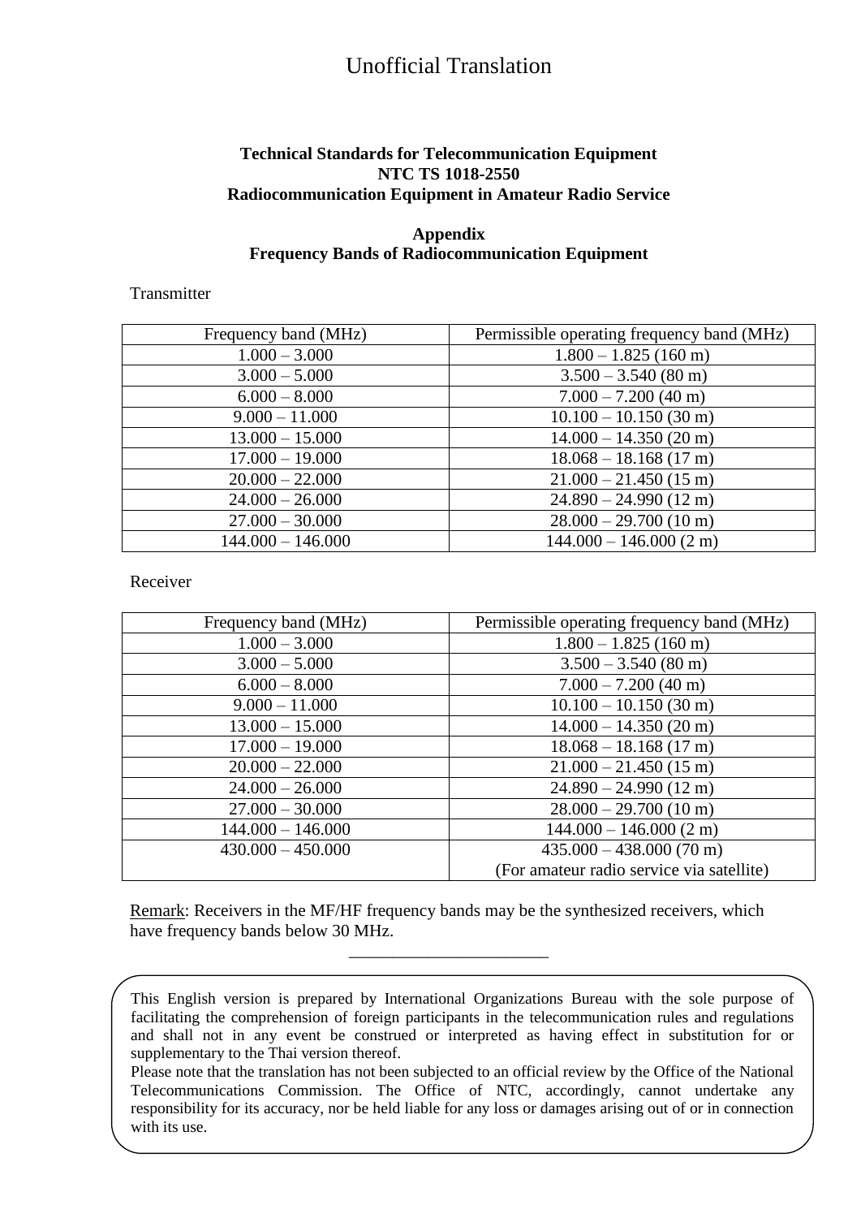Unofficial Translation

**Technical Standards for Telecommunication Equipment**
**NTC TS 1018-2550**
**Radiocommunication Equipment in Amateur Radio Service**

**Appendix**
**Frequency Bands of Radiocommunication Equipment**

Transmitter

| Frequency band (MHz) | Permissible operating frequency band (MHz) |
|---|---|
| 1.000 – 3.000 | 1.800 – 1.825 (160 m) |
| 3.000 – 5.000 | 3.500 – 3.540 (80 m) |
| 6.000 – 8.000 | 7.000 – 7.200 (40 m) |
| 9.000 – 11.000 | 10.100 – 10.150 (30 m) |
| 13.000 – 15.000 | 14.000 – 14.350 (20 m) |
| 17.000 – 19.000 | 18.068 – 18.168 (17 m) |
| 20.000 – 22.000 | 21.000 – 21.450 (15 m) |
| 24.000 – 26.000 | 24.890 – 24.990 (12 m) |
| 27.000 – 30.000 | 28.000 – 29.700 (10 m) |
| 144.000 – 146.000 | 144.000 – 146.000 (2 m) |

Receiver

| Frequency band (MHz) | Permissible operating frequency band (MHz) |
|---|---|
| 1.000 – 3.000 | 1.800 – 1.825 (160 m) |
| 3.000 – 5.000 | 3.500 – 3.540 (80 m) |
| 6.000 – 8.000 | 7.000 – 7.200 (40 m) |
| 9.000 – 11.000 | 10.100 – 10.150 (30 m) |
| 13.000 – 15.000 | 14.000 – 14.350 (20 m) |
| 17.000 – 19.000 | 18.068 – 18.168 (17 m) |
| 20.000 – 22.000 | 21.000 – 21.450 (15 m) |
| 24.000 – 26.000 | 24.890 – 24.990 (12 m) |
| 27.000 – 30.000 | 28.000 – 29.700 (10 m) |
| 144.000 – 146.000 | 144.000 – 146.000 (2 m) |
| 430.000 – 450.000 | 435.000 – 438.000 (70 m) (For amateur radio service via satellite) |

Remark: Receivers in the MF/HF frequency bands may be the synthesized receivers, which have frequency bands below 30 MHz.

---

This English version is prepared by International Organizations Bureau with the sole purpose of facilitating the comprehension of foreign participants in the telecommunication rules and regulations and shall not in any event be construed or interpreted as having effect in substitution for or supplementary to the Thai version thereof.

Please note that the translation has not been subjected to an official review by the Office of the National Telecommunications Commission. The Office of NTC, accordingly, cannot undertake any responsibility for its accuracy, nor be held liable for any loss or damages arising out of or in connection with its use.